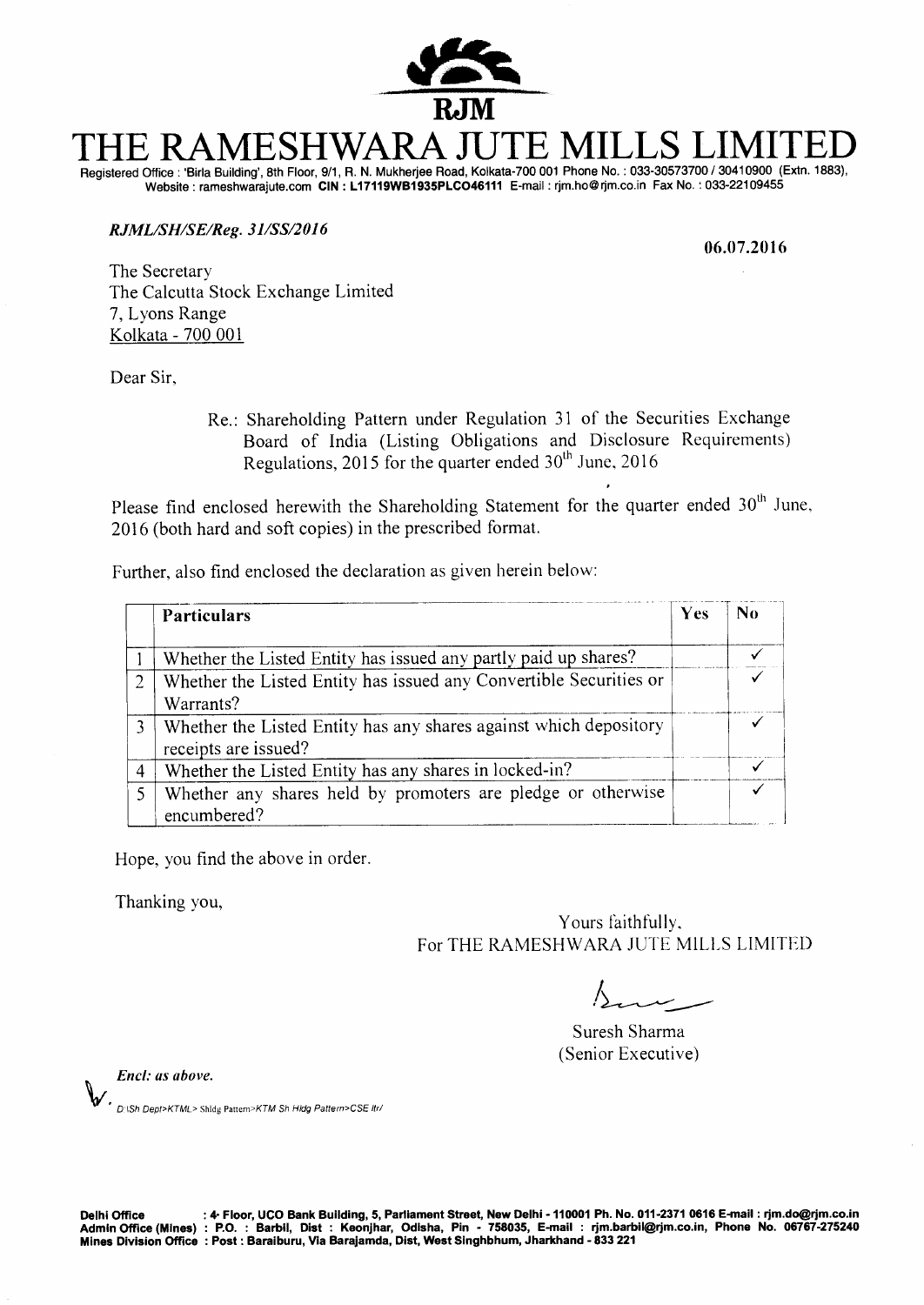RJM

# THE RAMESHWARA JUTE MILLS LIMITED

Registered Office : 'Birla Building', 8th Floor, 9/1, R. N. Mukherjee Road, Kolkata-700 001 Phone No. : 033-30573700 / 30410900 (Extn. 1883), Website : rameshwarajute.com **CIN : L17119WB1935PLCO46111** E-mail : rjm.ho@rjm.co.in Fax No. : 033-22109455

***RJML/SH/SE/Reg. 31/SS/2016***

**06.07.2016**

The Secretary
The Calcutta Stock Exchange Limited
7, Lyons Range
Kolkata - 700 001

Dear Sir,

Re.: Shareholding Pattern under Regulation 31 of the Securities Exchange Board of India (Listing Obligations and Disclosure Requirements) Regulations, 2015 for the quarter ended 30th June, 2016

Please find enclosed herewith the Shareholding Statement for the quarter ended 30th June, 2016 (both hard and soft copies) in the prescribed format.

Further, also find enclosed the declaration as given herein below:

| | Particulars | Yes | No |
|---|---|---|---|
| 1 | Whether the Listed Entity has issued any partly paid up shares? | | ✓ |
| 2 | Whether the Listed Entity has issued any Convertible Securities or Warrants? | | ✓ |
| 3 | Whether the Listed Entity has any shares against which depository receipts are issued? | | ✓ |
| 4 | Whether the Listed Entity has any shares in locked-in? | | ✓ |
| 5 | Whether any shares held by promoters are pledge or otherwise encumbered? | | ✓ |

Hope, you find the above in order.

Thanking you,

Yours faithfully,
For THE RAMESHWARA JUTE MILLS LIMITED

Suresh Sharma
(Senior Executive)

*Encl: as above.*

*D:\Sh Dept>KTML> Shldg Pattern>KTM Sh Hldg Pattern>CSE ltr/*

**Delhi Office** : 4th Floor, UCO Bank Building, 5, Parliament Street, New Delhi - 110001 Ph. No. 011-2371 0616 E-mail : rjm.do@rjm.co.in
**Admin Office (Mines)** : P.O. : Barbil, Dist : Keonjhar, Odisha, Pin - 758035, E-mail : rjm.barbil@rjm.co.in, Phone No. 06767-275240
**Mines Division Office** : Post : Baraiburu, Via Barajamda, Dist, West Singhbhum, Jharkhand - 833 221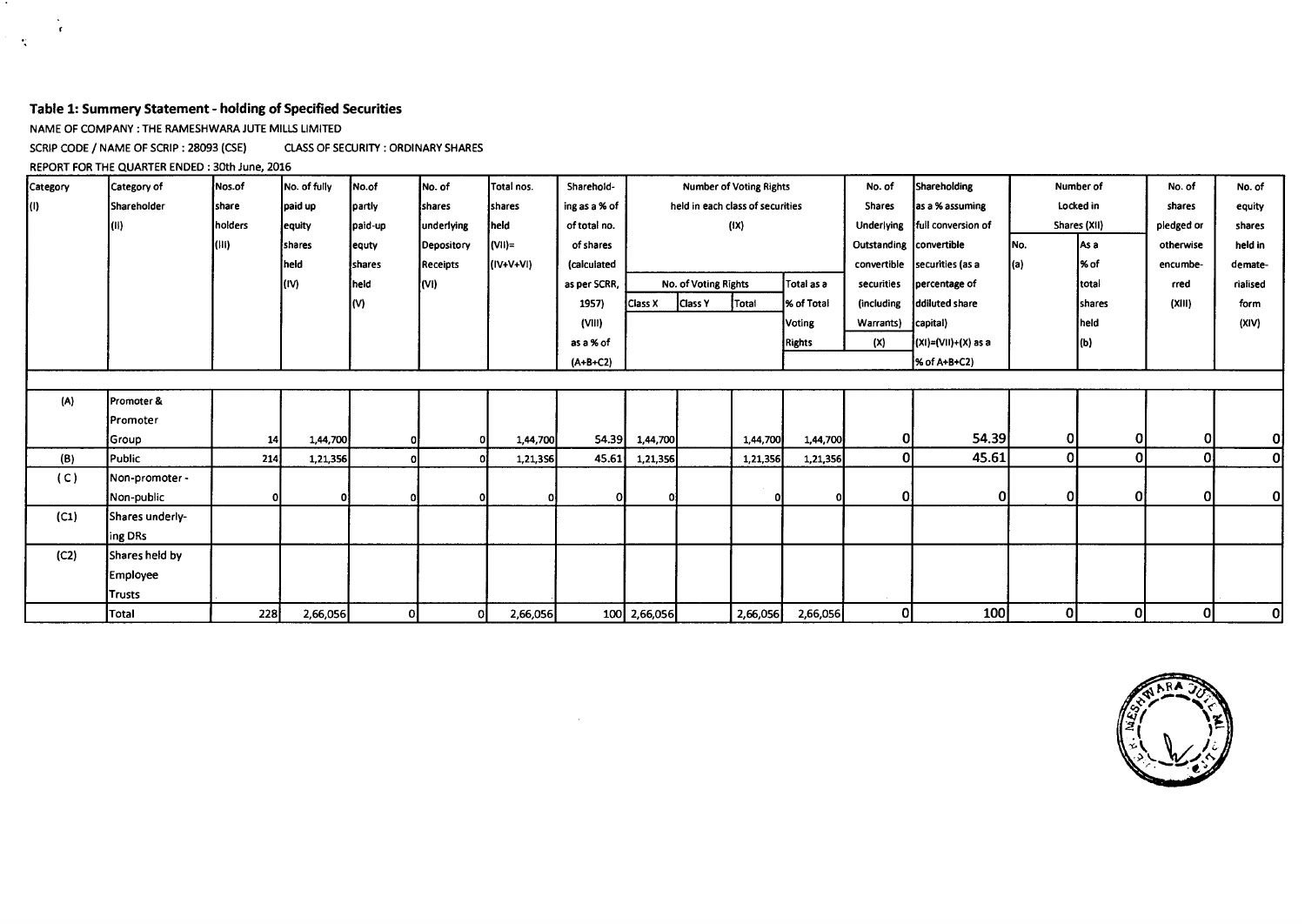### Table 1: Summery Statement - holding of Specified Securities

NAME OF COMPANY : THE RAMESHWARA JUTE MILLS LIMITED

SCRIP CODE / NAME OF SCRIP : 28093 (CSE) CLASS OF SECURITY : ORDINARY SHARES

REPORT FOR THE QUARTER ENDED : 30th June, 2016

| Category (I) | Category of Shareholder (II) | Nos.of share holders (III) | No. of fully paid up equity shares held (IV) | No.of partly paid-up equty shares held (V) | No. of shares underlying Depository Receipts (VI) | Total nos. shares held (VII)= (IV+V+VI) | Sharehold-ing as a % of total no. of shares (calculated as per SCRR, 1957) (VIII) as a % of (A+B+C2) | Number of Voting Rights held in each class of securities (IX) | | | | No. of Shares Underlying Outstanding convertible securities (including Warrants) (X) | Shareholding as a % assuming full conversion of convertible securities (as a percentage of ddiluted share capital) (XI)=(VII)+(X) as a % of A+B+C2) | Number of Locked in Shares (XII) | | No. of shares pledged or otherwise encumbe-rred (XIII) | No. of equity shares held in demate-rialised form (XIV) |
|---|---|---|---|---|---|---|---|---|---|---|---|---|---|---|---|---|---|
| | | | | | | | | No. of Voting Rights | | | Total as a % of Total Voting Rights | | | No. (a) | As a % of total shares held (b) | | |
| | | | | | | | | Class X | Class Y | Total | | | | | | | |
| (A) | Promoter & Promoter Group | 14 | 1,44,700 | 0 | 0 | 1,44,700 | 54.39 | 1,44,700 | | 1,44,700 | 1,44,700 | 0 | 54.39 | 0 | 0 | 0 | 0 |
| (B) | Public | 214 | 1,21,356 | 0 | 0 | 1,21,356 | 45.61 | 1,21,356 | | 1,21,356 | 1,21,356 | 0 | 45.61 | 0 | 0 | 0 | 0 |
| ( C ) | Non-promoter - Non-public | 0 | 0 | 0 | 0 | 0 | 0 | 0 | | 0 | 0 | 0 | 0 | 0 | 0 | 0 | 0 |
| (C1) | Shares underly-ing DRs | | | | | | | | | | | | | | | | |
| (C2) | Shares held by Employee Trusts | | | | | | | | | | | | | | | | |
| | Total | 228 | 2,66,056 | 0 | 0 | 2,66,056 | 100 | 2,66,056 | | 2,66,056 | 2,66,056 | 0 | 100 | 0 | 0 | 0 | 0 |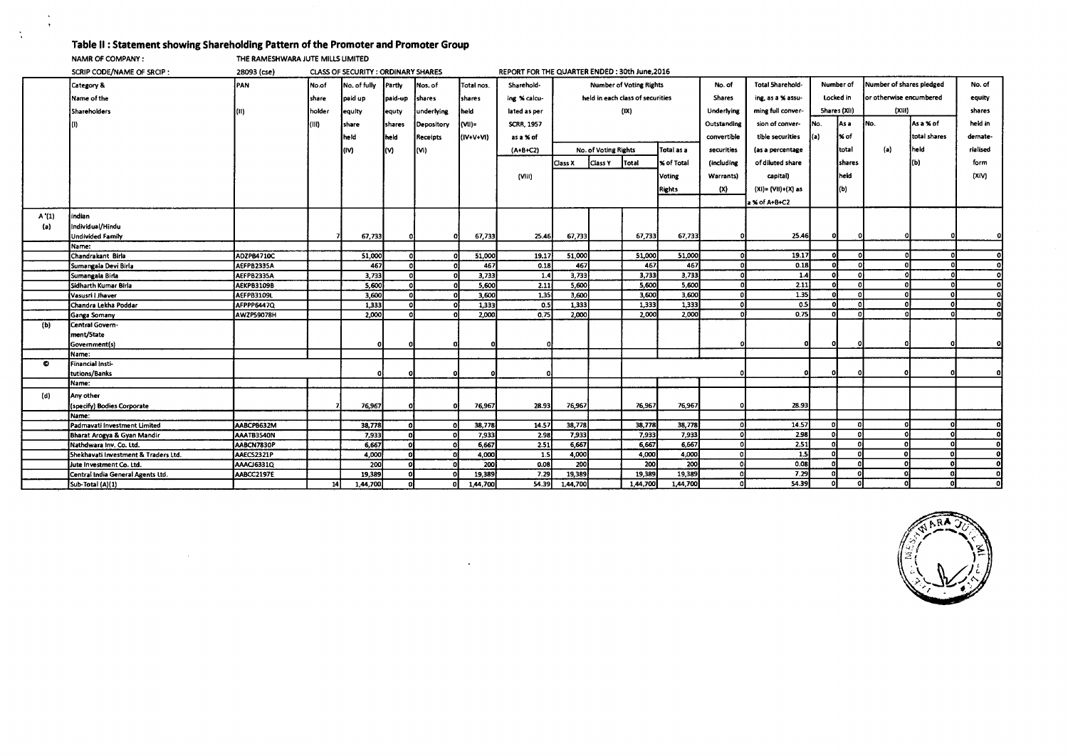## Table II : Statement showing Shareholding Pattern of the Promoter and Promoter Group

NAMR OF COMPANY : THE RAMESHWARA JUTE MILLS LIMITED

SCRIP CODE/NAME OF SRCIP : 28093 (cse) CLASS OF SECURITY : ORDINARY SHARES REPORT FOR THE QUARTER ENDED : 30th June,2016

| | Category & Name of the Shareholders (I) | PAN (II) | No.of share holder (III) | No. of fully paid up equity share held (IV) | Partly paid-up equty shares held (V) | Nos. of shares underlying Depository Receipts (VI) | Total nos. shares held (VII)= (IV+V+VI) | Sharehold-ing % calcu-lated as per SCRR, 1957 as a % of (A+B+C2) (VIII) | Number of Voting Rights held in each class of securities (IX) | | | | No. of Shares Underlying Outstanding convertible securities (including Warrants) (X) | Total Sharehold-ing, as a % assu-ming full conver-sion of conver-tible securities (as a percentage of diluted share capital) (XI)= (VII)+(X) as a % of A+B+C2 | Number of Locked in Shares (XII) | | Number of shares pledged or otherwise encumbered (XIII) | | No. of equity shares held in demate-rialised form (XIV) |
|---|---|---|---|---|---|---|---|---|---|---|---|---|---|---|---|---|---|---|---|
| | | | | | | | | | No. of Voting Rights | | | Total as a % of Total Voting Rights | | | No. (a) | As a % of total shares held (b) | No. (a) | As a % of total shares held (b) | |
| | | | | | | | | | Class X | Class Y | Total | | | | | | | | |
| A '(1) | Indian | | | | | | | | | | | | | | | | | | |
| (a) | Individual/Hindu Undivided Family | | 7 | 67,733 | 0 | 0 | 67,733 | 25.46 | 67,733 | | 67,733 | 67,733 | 0 | 25.46 | 0 | 0 | 0 | 0 | 0 |
| | Name: | | | | | | | | | | | | | | | | | | |
| | Chandrakant Birla | ADZPB4710C | | 51,000 | 0 | 0 | 51,000 | 19.17 | 51,000 | | 51,000 | 51,000 | 0 | 19.17 | 0 | 0 | 0 | 0 | 0 |
| | Sumangala Devi Birla | AEFPB2335A | | 467 | 0 | 0 | 467 | 0.18 | 467 | | 467 | 467 | 0 | 0.18 | 0 | 0 | 0 | 0 | 0 |
| | Sumangala Birla | AEFPB2335A | | 3,733 | 0 | 0 | 3,733 | 1.4 | 3,733 | | 3,733 | 3,733 | 0 | 1.4 | 0 | 0 | 0 | 0 | 0 |
| | Sidharth Kumar Birla | AEKPB3109B | | 5,600 | 0 | 0 | 5,600 | 2.11 | 5,600 | | 5,600 | 5,600 | 0 | 2.11 | 0 | 0 | 0 | 0 | 0 |
| | Vasusri I Jhaver | AEFPB3109L | | 3,600 | 0 | 0 | 3,600 | 1.35 | 3,600 | | 3,600 | 3,600 | 0 | 1.35 | 0 | 0 | 0 | 0 | 0 |
| | Chandra Lekha Poddar | AFPPP6447Q | | 1,333 | 0 | 0 | 1,333 | 0.5 | 1,333 | | 1,333 | 1,333 | 0 | 0.5 | 0 | 0 | 0 | 0 | 0 |
| | Ganga Somany | AWZPS9078H | | 2,000 | 0 | 0 | 2,000 | 0.75 | 2,000 | | 2,000 | 2,000 | 0 | 0.75 | 0 | 0 | 0 | 0 | 0 |
| (b) | Central Govern-ment/State Government(s) | | | 0 | 0 | 0 | 0 | 0 | | | | | 0 | 0 | 0 | 0 | 0 | 0 | 0 |
| | Name: | | | | | | | | | | | | | | | | | | |
| © | Financial Insti-tutions/Banks | | | 0 | 0 | 0 | 0 | 0 | | | | | 0 | 0 | 0 | 0 | 0 | 0 | 0 |
| | Name: | | | | | | | | | | | | | | | | | | |
| (d) | Any other (specify) Bodies Corporate | | 7 | 76,967 | 0 | 0 | 76,967 | 28.93 | 76,967 | | 76,967 | 76,967 | 0 | 28.93 | | | | | |
| | Name: | | | | | | | | | | | | | | | | | | |
| | Padmavati Investment Limited | AABCP8632M | | 38,778 | 0 | 0 | 38,778 | 14.57 | 38,778 | | 38,778 | 38,778 | 0 | 14.57 | 0 | 0 | 0 | 0 | 0 |
| | Bharat Arogya & Gyan Mandir | AAATB3540N | | 7,933 | 0 | 0 | 7,933 | 2.98 | 7,933 | | 7,933 | 7,933 | 0 | 2.98 | 0 | 0 | 0 | 0 | 0 |
| | Nathdwara Inv. Co. Ltd. | AABCN7830P | | 6,667 | 0 | 0 | 6,667 | 2.51 | 6,667 | | 6,667 | 6,667 | 0 | 2.51 | 0 | 0 | 0 | 0 | 0 |
| | Shekhavati Investment & Traders Ltd. | AAECS2321P | | 4,000 | 0 | 0 | 4,000 | 1.5 | 4,000 | | 4,000 | 4,000 | 0 | 1.5 | 0 | 0 | 0 | 0 | 0 |
| | Jute Investment Co. Ltd. | AAACJ6331Q | | 200 | 0 | 0 | 200 | 0.08 | 200 | | 200 | 200 | 0 | 0.08 | 0 | 0 | 0 | 0 | 0 |
| | Central India General Agents Ltd. | AABCC2197E | | 19,389 | 0 | 0 | 19,389 | 7.29 | 19,389 | | 19,389 | 19,389 | 0 | 7.29 | 0 | 0 | 0 | 0 | 0 |
| | Sub-Total (A)(1) | | 14 | 1,44,700 | 0 | 0 | 1,44,700 | 54.39 | 1,44,700 | | 1,44,700 | 1,44,700 | 0 | 54.39 | 0 | 0 | 0 | 0 | 0 |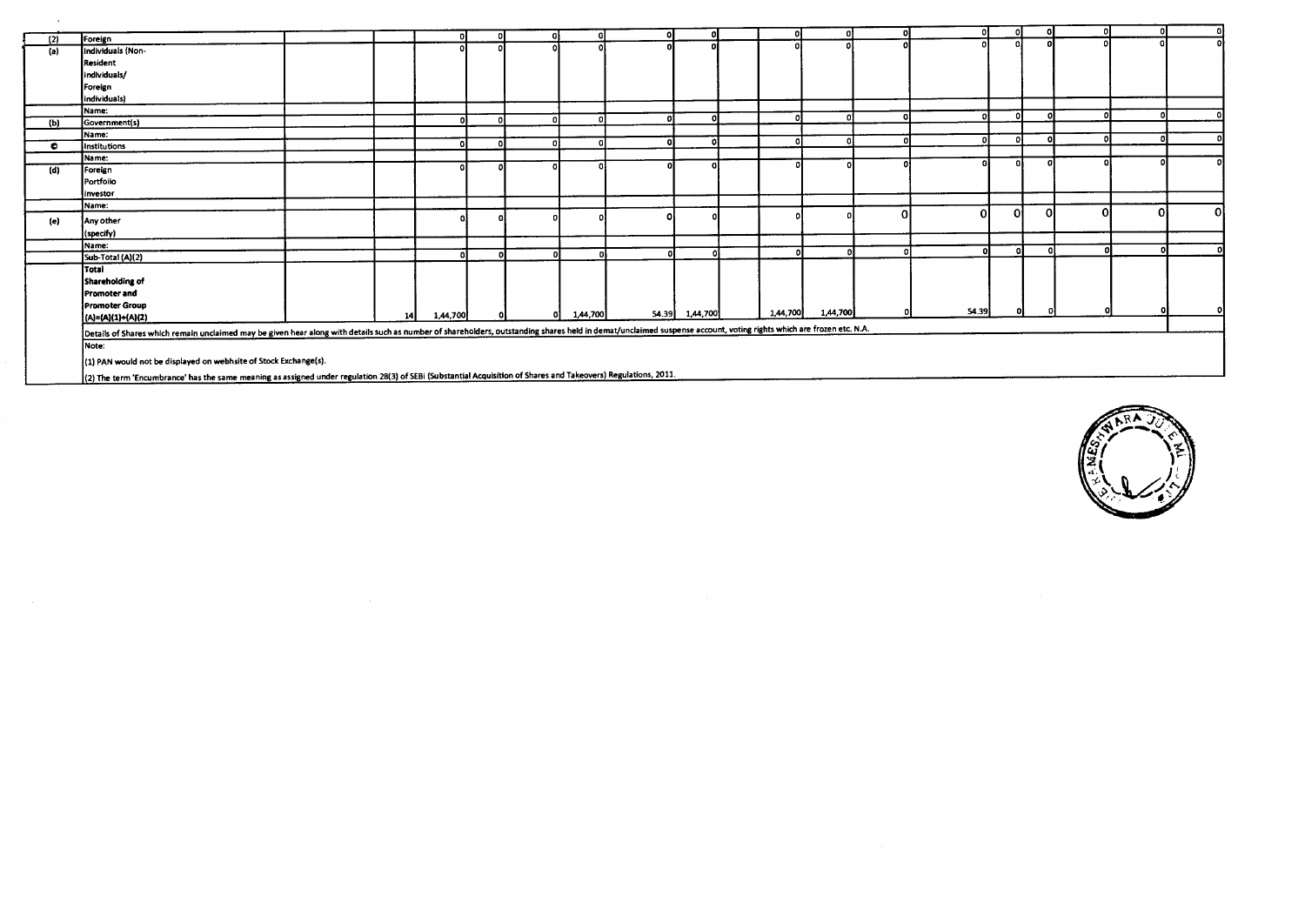| (2) | Foreign | | | 0 | 0 | 0 | 0 | 0 | 0 | | 0 | 0 | 0 | 0 | 0 | 0 | 0 | 0 | 0 |
|---|---|---|---|---|---|---|---|---|---|---|---|---|---|---|---|---|---|---|---|
| (a) | Individuals (Non-Resident Individuals/ Foreign Individuals) | | | 0 | 0 | 0 | 0 | 0 | 0 | | 0 | 0 | 0 | 0 | 0 | 0 | 0 | 0 | 0 |
| | Name: | | | | | | | | | | | | | | | | | | |
| (b) | Government(s) | | | 0 | 0 | 0 | 0 | 0 | 0 | | 0 | 0 | 0 | 0 | 0 | 0 | 0 | 0 | 0 |
| | Name: | | | | | | | | | | | | | | | | | | |
| © | Institutions | | | 0 | 0 | 0 | 0 | 0 | 0 | | 0 | 0 | 0 | 0 | 0 | 0 | 0 | 0 | 0 |
| | Name: | | | | | | | | | | | | | | | | | | |
| (d) | Foreign Portfolio Investor | | | 0 | 0 | 0 | 0 | 0 | 0 | | 0 | 0 | 0 | 0 | 0 | 0 | 0 | 0 | 0 |
| | Name: | | | | | | | | | | | | | | | | | | |
| (e) | Any other (specify) | | | 0 | 0 | 0 | 0 | 0 | 0 | | 0 | 0 | 0 | 0 | 0 | 0 | 0 | 0 | 0 |
| | Name: | | | | | | | | | | | | | | | | | | |
| | Sub-Total (A)(2) | | | 0 | 0 | 0 | 0 | 0 | 0 | | 0 | 0 | 0 | 0 | 0 | 0 | 0 | 0 | 0 |
| | Total Shareholding of Promoter and Promoter Group (A)=(A)(1)+(A)(2) | | 14 | 1,44,700 | 0 | 0 | 1,44,700 | 54.39 | 1,44,700 | | 1,44,700 | 1,44,700 | 0 | 54.39 | 0 | 0 | 0 | 0 | 0 |

Details of Shares which remain unclaimed may be given hear along with details such as number of shareholders, outstanding shares held in demat/unclaimed suspense account, voting rights which are frozen etc. N.A.

Note:

(1) PAN would not be displayed on webhsite of Stock Exchange(s).

(2) The term 'Encumbrance' has the same meaning as assigned under regulation 28(3) of SEBI (Substantial Acquisition of Shares and Takeovers) Regulations, 2011.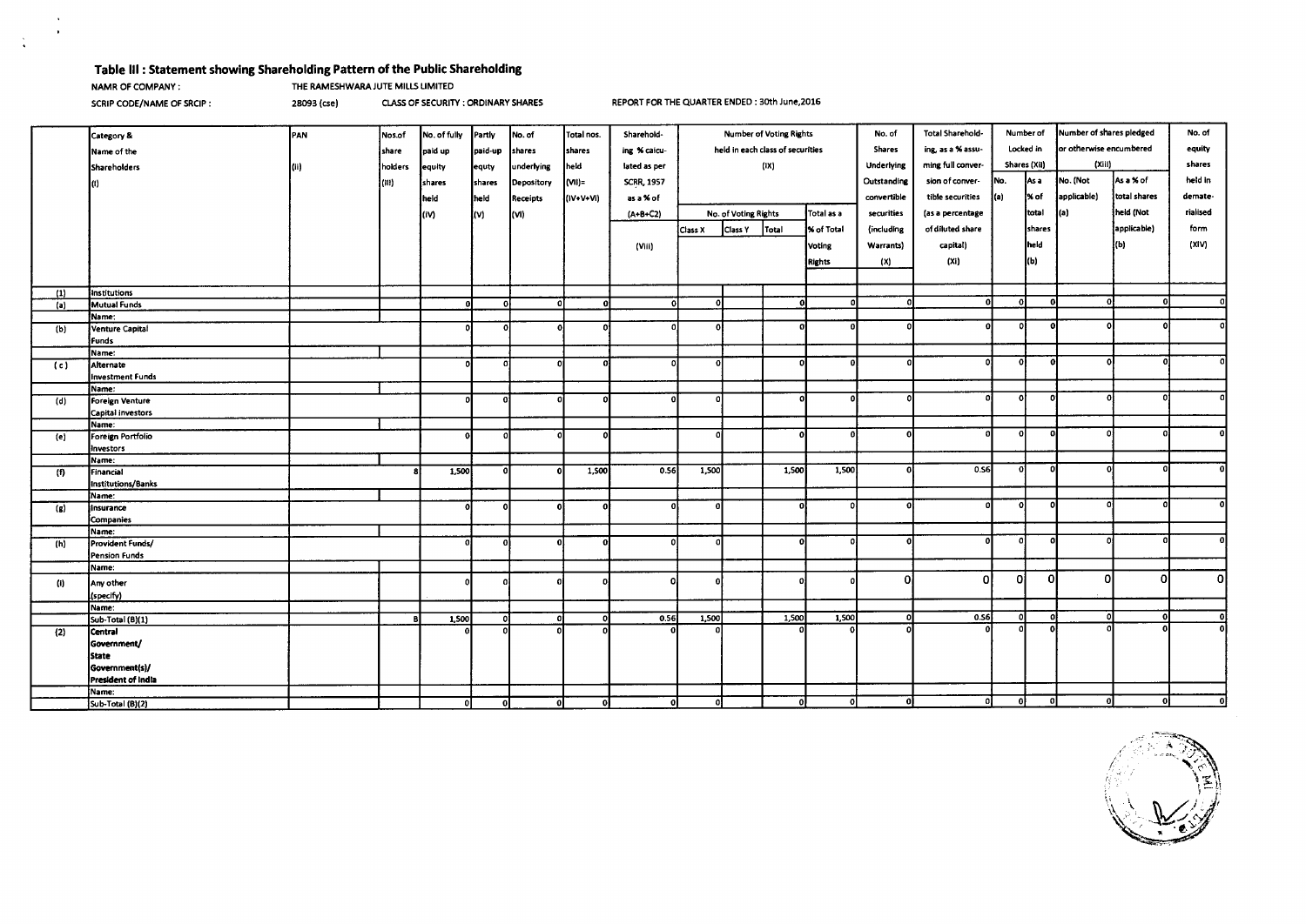## Table III : Statement showing Shareholding Pattern of the Public Shareholding

NAMR OF COMPANY : THE RAMESHWARA JUTE MILLS LIMITED

SCRIP CODE/NAME OF SRCIP : 28093 (cse) CLASS OF SECURITY : ORDINARY SHARES REPORT FOR THE QUARTER ENDED : 30th June,2016

| | Category & Name of the Shareholders (I) | PAN (II) | Nos.of share holders (III) | No. of fully paid up equity shares held (IV) | Partly paid-up equty shares held (V) | No. of shares underlying Depository Receipts (VI) | Total nos. shares held (VII)= (IV+V+VI) | Shareholding % calculated as per SCRR, 1957 as a % of (A+B+C2) (VIII) | Number of Voting Rights held in each class of securities (IX) | | | | No. of Shares Underlying Outstanding convertible securities (including Warrants) (X) | Total Shareholding, as a % assuming full conversion of convertible securities (as a percentage of diluted share capital) (XI) | Number of Locked in Shares (XII) | | Number of shares pledged or otherwise encumbered (XIII) | | No. of equity shares held in dematerialised form (XIV) |
|---|---|---|---|---|---|---|---|---|---|---|---|---|---|---|---|---|---|---|---|
| | | | | | | | | | No. of Voting Rights | | | Total as a % of Total Voting Rights | | | No. (a) | As a % of total shares held (b) | No. (Not applicable) (a) | As a % of total shares held (Not applicable) (b) | |
| | | | | | | | | | Class X | Class Y | Total | | | | | | | | |
| (1) | Institutions | | | | | | | | | | | | | | | | | | |
| (a) | Mutual Funds | | | 0 | 0 | 0 | 0 | 0 | 0 | | 0 | 0 | 0 | 0 | 0 | 0 | 0 | 0 | 0 |
| | Name: | | | | | | | | | | | | | | | | | | |
| (b) | Venture Capital Funds | | | 0 | 0 | 0 | 0 | 0 | 0 | | 0 | 0 | 0 | 0 | 0 | 0 | 0 | 0 | 0 |
| | Name: | | | | | | | | | | | | | | | | | | |
| (c) | Alternate Investment Funds | | | 0 | 0 | 0 | 0 | 0 | 0 | | 0 | 0 | 0 | 0 | 0 | 0 | 0 | 0 | 0 |
| | Name: | | | | | | | | | | | | | | | | | | |
| (d) | Foreign Venture Capital investors | | | 0 | 0 | 0 | 0 | 0 | 0 | | 0 | 0 | 0 | 0 | 0 | 0 | 0 | 0 | 0 |
| | Name: | | | | | | | | | | | | | | | | | | |
| (e) | Foreign Portfolio Investors | | | 0 | 0 | 0 | 0 | | 0 | | 0 | 0 | 0 | 0 | 0 | 0 | 0 | 0 | 0 |
| | Name: | | | | | | | | | | | | | | | | | | |
| (f) | Financial Institutions/Banks | | 8 | 1,500 | 0 | 0 | 1,500 | 0.56 | 1,500 | | 1,500 | 1,500 | 0 | 0.56 | 0 | 0 | 0 | 0 | 0 |
| | Name: | | | | | | | | | | | | | | | | | | |
| (g) | Insurance Companies | | | 0 | 0 | 0 | 0 | 0 | 0 | | 0 | 0 | 0 | 0 | 0 | 0 | 0 | 0 | 0 |
| | Name: | | | | | | | | | | | | | | | | | | |
| (h) | Provident Funds/ Pension Funds | | | 0 | 0 | 0 | 0 | 0 | 0 | | 0 | 0 | 0 | 0 | 0 | 0 | 0 | 0 | 0 |
| | Name: | | | | | | | | | | | | | | | | | | |
| (i) | Any other (specify) | | | 0 | 0 | 0 | 0 | 0 | 0 | | 0 | 0 | 0 | 0 | 0 | 0 | 0 | 0 | 0 |
| | Name: | | | | | | | | | | | | | | | | | | |
| | Sub-Total (B)(1) | | 8 | 1,500 | 0 | 0 | 0 | 0.56 | 1,500 | | 1,500 | 1,500 | 0 | 0.56 | 0 | 0 | 0 | 0 | 0 |
| (2) | Central Government/ State Government(s)/ President of India | | | 0 | 0 | 0 | 0 | 0 | 0 | | 0 | 0 | 0 | 0 | 0 | 0 | 0 | | 0 |
| | Name: | | | | | | | | | | | | | | | | | | |
| | Sub-Total (B)(2) | | 0 | 0 | 0 | 0 | 0 | 0 | 0 | | 0 | 0 | 0 | 0 | 0 | 0 | 0 | 0 | 0 |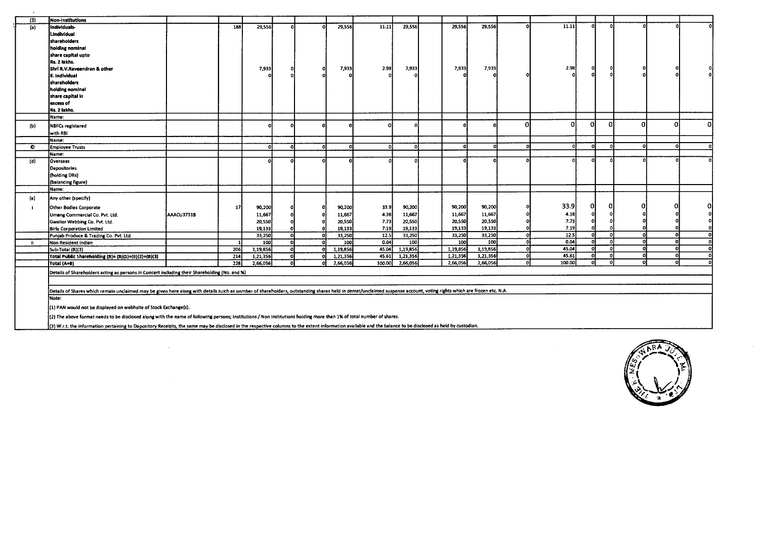| (3) | Non-Institutions | | | | | | | | | | | | | | | | | | |
|---|---|---|---|---|---|---|---|---|---|---|---|---|---|---|---|---|---|---|---|
| (a) | Individuals-<br>i.Individual shareholders holding nominal share capital upto Rs. 2 lakhs. | | 188 | 29,556 | 0 | 0 | 29,556 | 11.11 | 29,556 | | 29,556 | 29,556 | 0 | 11.11 | 0 | 0 | 0 | 0 | 0 |
| | Shri R.V.Raveendran & other | | | 7,933 | 0 | 0 | 7,933 | 2.98 | 7,933 | | 7,933 | 7,933 | | 2.98 | 0 | 0 | 0 | 0 | 0 |
| | ii. Individual shareholders holding nominal share capital in excess of Rs. 2 lakhs. | | | 0 | 0 | 0 | 0 | 0 | 0 | | 0 | 0 | 0 | 0 | 0 | 0 | 0 | 0 | 0 |
| | Name: | | | | | | | | | | | | | | | | | | |
| (b) | NBFCs registered with RBI | | | 0 | 0 | 0 | 0 | 0 | 0 | | 0 | 0 | 0 | 0 | 0 | 0 | 0 | 0 | 0 |
| | Name: | | | | | | | | | | | | | | | | | | |
| © | Employee Trusts | | | 0 | 0 | 0 | 0 | 0 | 0 | | 0 | 0 | 0 | 0 | 0 | 0 | 0 | 0 | 0 |
| | Name: | | | | | | | | | | | | | | | | | | |
| (d) | Overseas Depositories (holding DRs) (balancing figure) | | | 0 | 0 | 0 | 0 | 0 | 0 | | 0 | 0 | 0 | 0 | 0 | 0 | 0 | 0 | 0 |
| | Name: | | | | | | | | | | | | | | | | | | |
| (e) | Any other (specify) | | | | | | | | | | | | | | | | | | |
| i | Other Bodies Corporate | | 17 | 90,200 | 0 | 0 | 90,200 | 33.9 | 90,200 | | 90,200 | 90,200 | 0 | 33.9 | 0 | 0 | 0 | 0 | 0 |
| | Umang Commercial Co. Pvt. Ltd. | AAACU3731B | | 11,667 | 0 | 0 | 11,667 | 4.38 | 11,667 | | 11,667 | 11,667 | 0 | 4.38 | 0 | 0 | 0 | 0 | 0 |
| | Gwalior Webbing Co. Pvt. Ltd. | | | 20,550 | 0 | 0 | 20,550 | 7.73 | 20,550 | | 20,550 | 20,550 | 0 | 7.73 | 0 | 0 | 0 | 0 | 0 |
| | Birla Corporation Limited | | | 19,133 | 0 | 0 | 19,133 | 7.19 | 19,133 | | 19,133 | 19,133 | 0 | 7.19 | 0 | 0 | 0 | 0 | 0 |
| | Punjab Produce & Trading Co. Pvt. Ltd. | | | 33,250 | 0 | 0 | 33,250 | 12.5 | 33,250 | | 33,250 | 33,250 | 0 | 12.5 | 0 | 0 | 0 | 0 | 0 |
| ii | Non Resident Indian | | 1 | 100 | 0 | 0 | 100 | 0.04 | 100 | | 100 | 100 | 0 | 0.04 | 0 | 0 | 0 | 0 | 0 |
| | Sub-Total (B)(3) | | 206 | 1,19,856 | 0 | 0 | 1,19,856 | 45.04 | 1,19,856 | | 1,19,856 | 1,19,856 | 0 | 45.04 | 0 | 0 | 0 | 0 | 0 |
| | Total Public Shareholding (B)= (B)(1)+(B)(2)+(B)(3) | | 214 | 1,21,356 | 0 | 0 | 1,21,356 | 45.61 | 1,21,356 | | 1,21,356 | 1,21,356 | 0 | 45.61 | 0 | 0 | 0 | 0 | 0 |
| | Total (A+B) | | 228 | 2,66,056 | 0 | 0 | 2,66,056 | 100.00 | 2,66,056 | | 2,66,056 | 2,66,056 | 0 | 100.00 | 0 | 0 | 0 | 0 | 0 |

Details of Shareholders acting as persons in Concert including their Shareholding (No. and %)

Details of Shares which remain unclaimed may be given here along with details suich as unmber of shareholders, outstanding shares held in demat/unclaimed suspense account, voting rights which are frozen etc. N.A.

Note:

(1) PAN would not be displayed on webhsite of Stock Exchange(s).

(2) The above format needs to be disclosed along with the name of following persons; Institutions / Non Institutions holding more than 1% of total number of shares.

(3) W.r.t. the information pertaining to Depository Receipts, the same may be disclosed in the respective columns to the extent information available and the balance to be disclosed as held by custodian.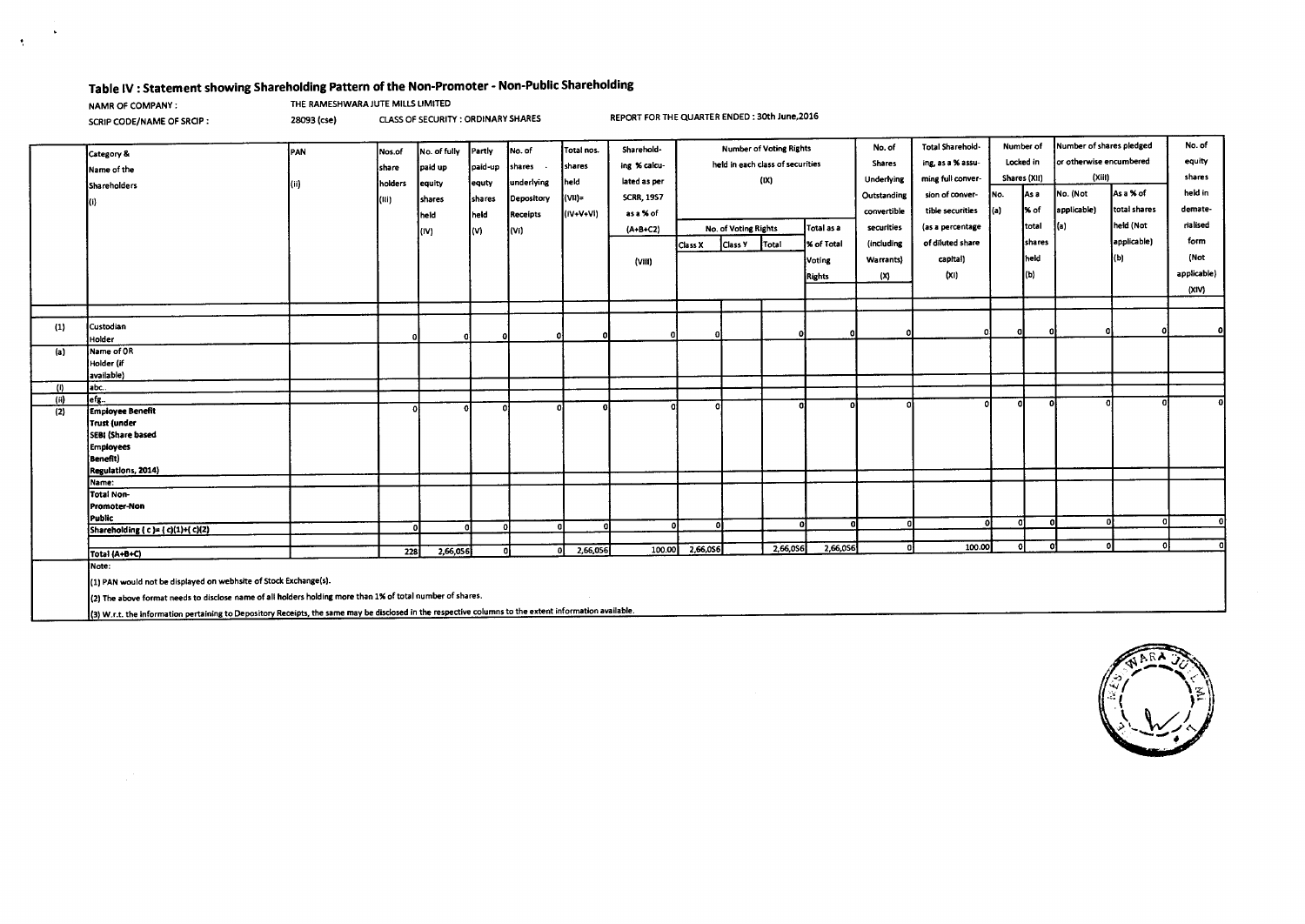## Table IV : Statement showing Shareholding Pattern of the Non-Promoter - Non-Public Shareholding

NAMR OF COMPANY : THE RAMESHWARA JUTE MILLS LIMITED

SCRIP CODE/NAME OF SRCIP : 28093 (cse) CLASS OF SECURITY : ORDINARY SHARES REPORT FOR THE QUARTER ENDED : 30th June,2016

| | Category & Name of the Shareholders (I) | PAN (ii) | Nos.of share holders (III) | No. of fully paid up equty shares held (IV) | Partly paid-up equty shares held (V) | No. of shares underlying Depository Receipts (VI) | Total nos. shares held (VII)= (IV+V+VI) | Sharehold-ing % calcu-lated as per SCRR, 1957 as a % of (A+B+C2) (VIII) | Number of Voting Rights held in each class of securities (IX) | | | | No. of Shares Underlying Outstanding convertible securities (including Warrants) (X) | Total Sharehold-ing, as a % assu-ming full conver-sion of conver-tible securities (as a percentage of diluted share capital) (XI) | Number of Locked in Shares (XII) | | Number of shares pledged or otherwise encumbered (XIII) | | No. of equity shares held in demate-rialised form (Not applicable) (XIV) |
|---|---|---|---|---|---|---|---|---|---|---|---|---|---|---|---|---|---|---|---|
| | | | | | | | | | No. of Voting Rights | | | Total as a % of Total Voting Rights | | | No. (a) | As a % of total shares held (b) | No. (Not applicable) (a) | As a % of total shares held (Not applicable) (b) | |
| | | | | | | | | | Class X | Class Y | Total | | | | | | | | |
| (1) | Custodian Holder | | 0 | 0 | 0 | 0 | 0 | 0 | 0 | | 0 | 0 | 0 | 0 | 0 | 0 | 0 | 0 | 0 |
| (a) | Name of DR Holder (if available) | | | | | | | | | | | | | | | | | | |
| (i) | abc.. | | | | | | | | | | | | | | | | | | |
| (ii) | efg.. | | | | | | | | | | | | | | | | | | |
| (2) | **Employee Benefit Trust (under SEBI (Share based Employees Benefit) Regulations, 2014)** | | 0 | 0 | 0 | 0 | 0 | 0 | 0 | | 0 | 0 | 0 | 0 | 0 | 0 | 0 | 0 | 0 |
| | Name: | | | | | | | | | | | | | | | | | | |
| | **Total Non-Promoter-Non Public Shareholding ( C )= ( C)(1)+( C)(2)** | | 0 | 0 | 0 | 0 | 0 | 0 | 0 | | 0 | 0 | 0 | 0 | 0 | 0 | 0 | 0 | 0 |
| | **Total (A+B+C)** | | 228 | 2,66,056 | 0 | 0 | 2,66,056 | 100.00 | 2,66,056 | | 2,66,056 | 2,66,056 | 0 | 100.00 | 0 | 0 | 0 | 0 | 0 |

Note:

(1) PAN would not be displayed on webhsite of Stock Exchange(s).

(2) The above format needs to disclose name of all holders holding more than 1% of total number of shares.

(3) W.r.t. the information pertaining to Depository Receipts, the same may be disclosed in the respective columns to the extent information available.